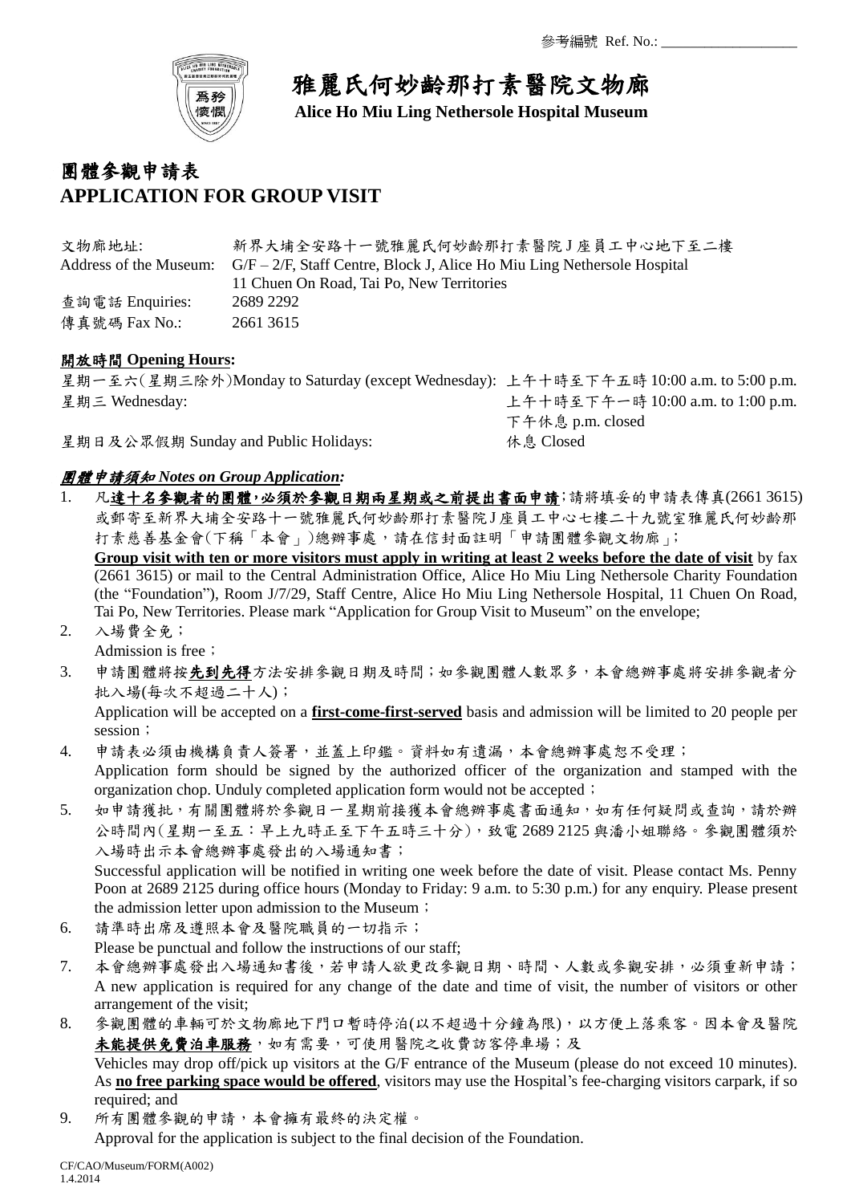參考編號 Ref. No.: ___________________

# 雅麗氏何妙齡那打素醫院文物廊

**Alice Ho Miu Ling Nethersole Hospital Museum**

## 團體參觀申請表
## APPLICATION FOR GROUP VISIT

| | |
|---|---|
| 文物廊地址: | 新界大埔全安路十一號雅麗氏何妙齡那打素醫院J座員工中心地下至二樓 |
| Address of the Museum: | G/F – 2/F, Staff Centre, Block J, Alice Ho Miu Ling Nethersole Hospital<br>11 Chuen On Road, Tai Po, New Territories |
| 查詢電話 Enquiries: | 2689 2292 |
| 傳真號碼 Fax No.: | 2661 3615 |

**開放時間 Opening Hours:**

| | |
|---|---|
| 星期一至六(星期三除外)Monday to Saturday (except Wednesday): | 上午十時至下午五時 10:00 a.m. to 5:00 p.m. |
| 星期三 Wednesday: | 上午十時至下午一時 10:00 a.m. to 1:00 p.m.<br>下午休息 p.m. closed |
| 星期日及公眾假期 Sunday and Public Holidays: | 休息 Closed |

***團體申請須知 Notes on Group Application:***

1. 凡**達十名參觀者的團體，必須於參觀日期兩星期或之前提出書面申請**；請將填妥的申請表傳真(2661 3615)或郵寄至新界大埔全安路十一號雅麗氏何妙齡那打素醫院J座員工中心七樓二十九號室雅麗氏何妙齡那打素慈善基金會(下稱「本會」)總辦事處，請在信封面註明「申請團體參觀文物廊」；
   **Group visit with ten or more visitors must apply in writing at least 2 weeks before the date of visit** by fax (2661 3615) or mail to the Central Administration Office, Alice Ho Miu Ling Nethersole Charity Foundation (the "Foundation"), Room J/7/29, Staff Centre, Alice Ho Miu Ling Nethersole Hospital, 11 Chuen On Road, Tai Po, New Territories. Please mark "Application for Group Visit to Museum" on the envelope;
2. 入場費全免；
   Admission is free；
3. 申請團體將按**先到先得**方法安排參觀日期及時間；如參觀團體人數眾多，本會總辦事處將安排參觀者分批入場(每次不超過二十人)；
   Application will be accepted on a **first-come-first-served** basis and admission will be limited to 20 people per session；
4. 申請表必須由機構負責人簽署，並蓋上印鑑。資料如有遺漏，本會總辦事處恕不受理；
   Application form should be signed by the authorized officer of the organization and stamped with the organization chop. Unduly completed application form would not be accepted；
5. 如申請獲批，有關團體將於參觀日一星期前接獲本會總辦事處書面通知，如有任何疑問或查詢，請於辦公時間內(星期一至五：早上九時正至下午五時三十分)，致電 2689 2125 與潘小姐聯絡。參觀團體須於入場時出示本會總辦事處發出的入場通知書；
   Successful application will be notified in writing one week before the date of visit. Please contact Ms. Penny Poon at 2689 2125 during office hours (Monday to Friday: 9 a.m. to 5:30 p.m.) for any enquiry. Please present the admission letter upon admission to the Museum；
6. 請準時出席及遵照本會及醫院職員的一切指示；
   Please be punctual and follow the instructions of our staff;
7. 本會總辦事處發出入場通知書後，若申請人欲更改參觀日期、時間、人數或參觀安排，必須重新申請；
   A new application is required for any change of the date and time of visit, the number of visitors or other arrangement of the visit;
8. 參觀團體的車輛可於文物廊地下門口暫時停泊(以不超過十分鐘為限)，以方便上落乘客。因本會及醫院**未能提供免費泊車服務**，如有需要，可使用醫院之收費訪客停車場；及
   Vehicles may drop off/pick up visitors at the G/F entrance of the Museum (please do not exceed 10 minutes). As **no free parking space would be offered**, visitors may use the Hospital's fee-charging visitors carpark, if so required; and
9. 所有團體參觀的申請，本會擁有最終的決定權。
   Approval for the application is subject to the final decision of the Foundation.

CF/CAO/Museum/FORM(A002)
1.4.2014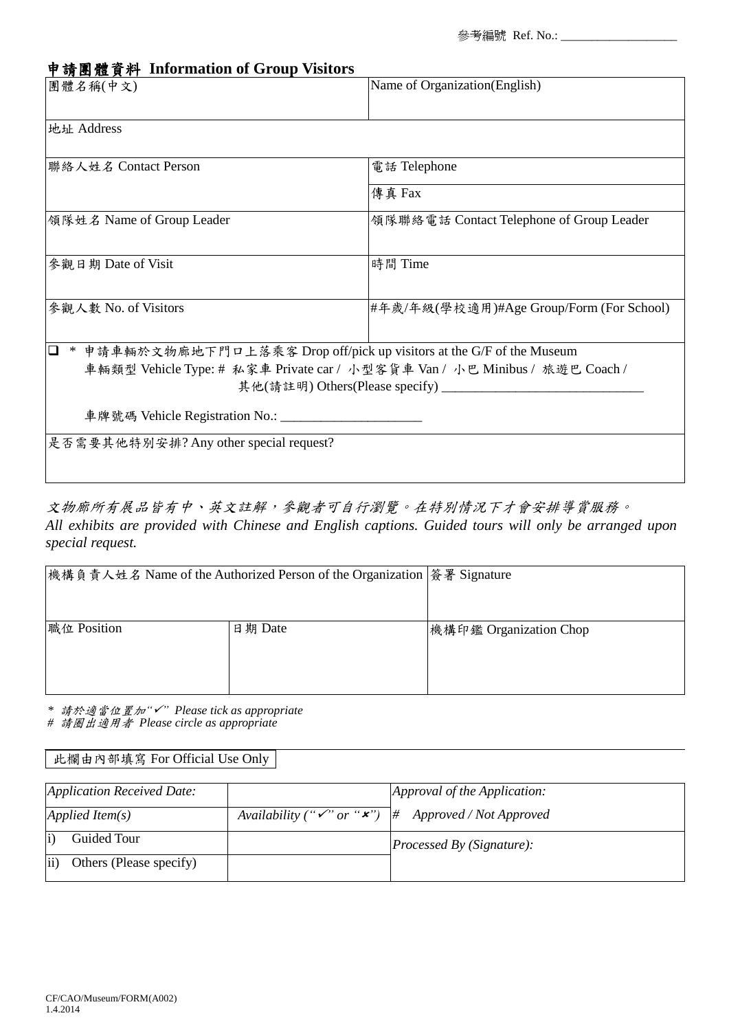參考編號 Ref. No.: ___________________

## 申請團體資料 Information of Group Visitors

| | |
|---|---|
| 團體名稱(中文) | Name of Organization(English) |
| 地址 Address | |
| 聯絡人姓名 Contact Person | 電話 Telephone |
| | 傳真 Fax |
| 領隊姓名 Name of Group Leader | 領隊聯絡電話 Contact Telephone of Group Leader |
| 參觀日期 Date of Visit | 時間 Time |
| 參觀人數 No. of Visitors | #年歲/年級(學校適用)#Age Group/Form (For School) |
| ❑ * 申請車輛於文物廊地下門口上落乘客 Drop off/pick up visitors at the G/F of the Museum<br>車輛類型 Vehicle Type: # 私家車 Private car / 小型客貨車 Van / 小巴 Minibus / 旅遊巴 Coach /<br>其他(請註明) Others(Please specify) ______________________________<br>車牌號碼 Vehicle Registration No.: _____________________ | |
| 是否需要其他特別安排? Any other special request? | |

*文物廊所有展品皆有中、英文註解，參觀者可自行瀏覽。在特別情況下才會安排導賞服務。*

*All exhibits are provided with Chinese and English captions. Guided tours will only be arranged upon special request.*

| | | |
|---|---|---|
| 機構負責人姓名 Name of the Authorized Person of the Organization | | 簽署 Signature |
| 職位 Position | 日期 Date | 機構印鑑 Organization Chop |

*\* 請於適當位置加"✓" Please tick as appropriate*
*# 請圈出適用者 Please circle as appropriate*

此欄由內部填寫 For Official Use Only

| | | |
|---|---|---|
| *Application Received Date:* | | *Approval of the Application:* |
| *Applied Item(s)* | *Availability ("✓" or "✗")* | *# Approved / Not Approved* |
| i) Guided Tour | | *Processed By (Signature):* |
| ii) Others (Please specify) | | |

CF/CAO/Museum/FORM(A002)
1.4.2014